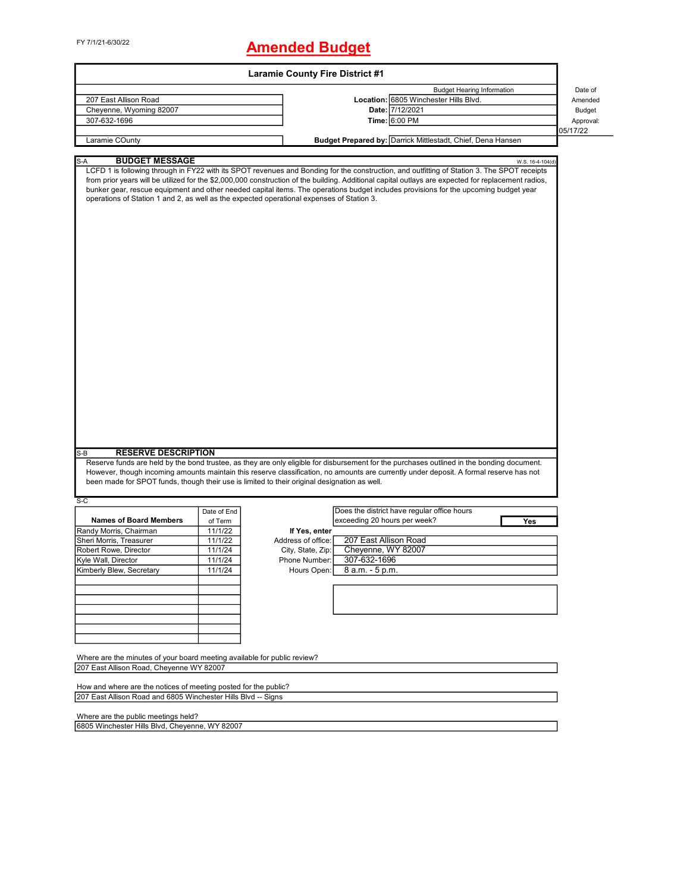FY 7/1/21-6/30/22

# Amended Budget

## Laramie County Fire District #1

| | | |
|---|---|---|
| 207 East Allison Road | **Budget Hearing Information** | |
| Cheyenne, Wyoming 82007 | **Location:** 6805 Winchester Hills Blvd. | |
| 307-632-1696 | **Date:** 7/12/2021 | |
| | **Time:** 6:00 PM | |
| Laramie COunty | **Budget Prepared by:** Darrick Mittlestadt, Chief, Dena Hansen | |

Date of Amended Budget Approval: 05/17/22

S-A **BUDGET MESSAGE** W.S. 16-4-104(d)

LCFD 1 is following through in FY22 with its SPOT revenues and Bonding for the construction, and outfitting of Station 3. The SPOT receipts from prior years will be utilized for the $2,000,000 construction of the building. Additional capital outlays are expected for replacement radios, bunker gear, rescue equipment and other needed capital items. The operations budget includes provisions for the upcoming budget year operations of Station 1 and 2, as well as the expected operational expenses of Station 3.

S-B **RESERVE DESCRIPTION**

Reserve funds are held by the bond trustee, as they are only eligible for disbursement for the purchases outlined in the bonding document. However, though incoming amounts maintain this reserve classification, no amounts are currently under deposit. A formal reserve has not been made for SPOT funds, though their use is limited to their original designation as well.

S-C

| Names of Board Members | Date of End of Term |
|---|---|
| Randy Morris, Chairman | 11/1/22 |
| Sheri Morris, Treasurer | 11/1/22 |
| Robert Rowe, Director | 11/1/24 |
| Kyle Wall, Director | 11/1/24 |
| Kimberly Blew, Secretary | 11/1/24 |
| | |
| | |
| | |
| | |
| | |
| | |
| | |

Does the district have regular office hours exceeding 20 hours per week? **Yes**

**If Yes, enter**

| | |
|---|---|
| Address of office: | 207 East Allison Road |
| City, State, Zip: | Cheyenne, WY 82007 |
| Phone Number: | 307-632-1696 |
| Hours Open: | 8 a.m. - 5 p.m. |

Where are the minutes of your board meeting available for public review?

207 East Allison Road, Cheyenne WY 82007

How and where are the notices of meeting posted for the public?

207 East Allison Road and 6805 Winchester Hills Blvd -- Signs

Where are the public meetings held?

6805 Winchester Hills Blvd, Cheyenne, WY 82007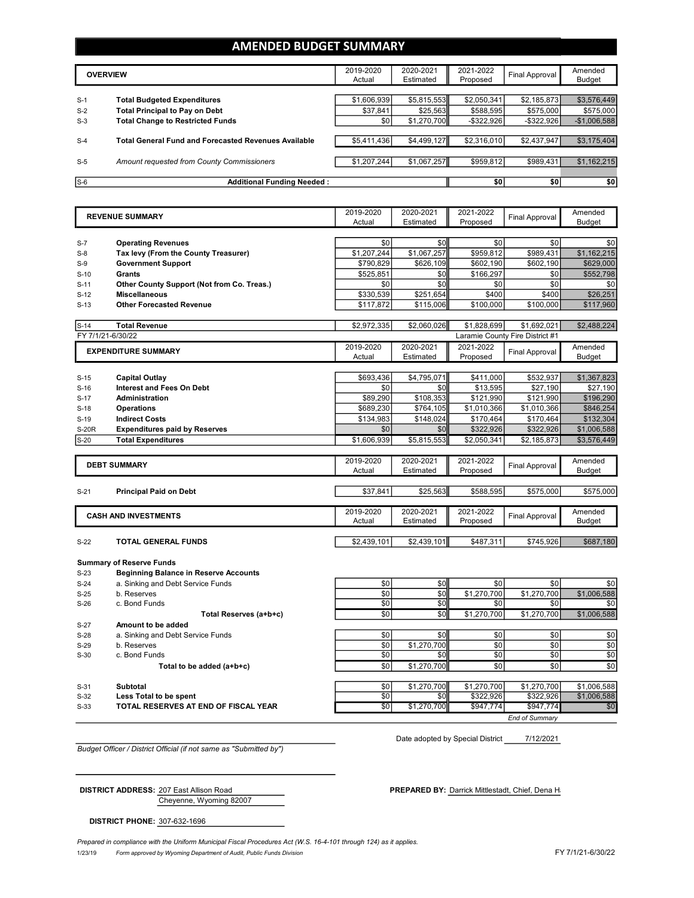# AMENDED BUDGET SUMMARY

| | OVERVIEW | 2019-2020 Actual | 2020-2021 Estimated | 2021-2022 Proposed | Final Approval | Amended Budget |
|---|---|---|---|---|---|---|
| S-1 | **Total Budgeted Expenditures** | $1,606,939 | $5,815,553 | $2,050,341 | $2,185,873 | $3,576,449 |
| S-2 | **Total Principal to Pay on Debt** | $37,841 | $25,563 | $588,595 | $575,000 | $575,000 |
| S-3 | **Total Change to Restricted Funds** | $0 | $1,270,700 | -$322,926 | -$322,926 | -$1,006,588 |
| S-4 | **Total General Fund and Forecasted Revenues Available** | $5,411,436 | $4,499,127 | $2,316,010 | $2,437,947 | $3,175,404 |
| S-5 | *Amount requested from County Commissioners* | $1,207,244 | $1,067,257 | $959,812 | $989,431 | $1,162,215 |
| S-6 | **Additional Funding Needed :** | | | $0 | $0 | $0 |

| | REVENUE SUMMARY | 2019-2020 Actual | 2020-2021 Estimated | 2021-2022 Proposed | Final Approval | Amended Budget |
|---|---|---|---|---|---|---|
| S-7 | **Operating Revenues** | $0 | $0 | $0 | $0 | $0 |
| S-8 | **Tax levy (From the County Treasurer)** | $1,207,244 | $1,067,257 | $959,812 | $989,431 | $1,162,215 |
| S-9 | **Government Support** | $790,829 | $626,109 | $602,190 | $602,190 | $629,000 |
| S-10 | **Grants** | $525,851 | $0 | $166,297 | $0 | $552,798 |
| S-11 | **Other County Support (Not from Co. Treas.)** | $0 | $0 | $0 | $0 | $0 |
| S-12 | **Miscellaneous** | $330,539 | $251,654 | $400 | $400 | $26,251 |
| S-13 | **Other Forecasted Revenue** | $117,872 | $115,006 | $100,000 | $100,000 | $117,960 |
| S-14 | **Total Revenue** | $2,972,335 | $2,060,026 | $1,828,699 | $1,692,021 | $2,488,224 |

FY 7/1/21-6/30/22 — Laramie County Fire District #1

| | EXPENDITURE SUMMARY | 2019-2020 Actual | 2020-2021 Estimated | 2021-2022 Proposed | Final Approval | Amended Budget |
|---|---|---|---|---|---|---|
| S-15 | **Capital Outlay** | $693,436 | $4,795,071 | $411,000 | $532,937 | $1,367,823 |
| S-16 | **Interest and Fees On Debt** | $0 | $0 | $13,595 | $27,190 | $27,190 |
| S-17 | **Administration** | $89,290 | $108,353 | $121,990 | $121,990 | $196,290 |
| S-18 | **Operations** | $689,230 | $764,105 | $1,010,366 | $1,010,366 | $846,254 |
| S-19 | **Indirect Costs** | $134,983 | $148,024 | $170,464 | $170,464 | $132,304 |
| S-20R | **Expenditures paid by Reserves** | $0 | $0 | $322,926 | $322,926 | $1,006,588 |
| S-20 | **Total Expenditures** | $1,606,939 | $5,815,553 | $2,050,341 | $2,185,873 | $3,576,449 |

| | DEBT SUMMARY | 2019-2020 Actual | 2020-2021 Estimated | 2021-2022 Proposed | Final Approval | Amended Budget |
|---|---|---|---|---|---|---|
| S-21 | **Principal Paid on Debt** | $37,841 | $25,563 | $588,595 | $575,000 | $575,000 |

| | CASH AND INVESTMENTS | 2019-2020 Actual | 2020-2021 Estimated | 2021-2022 Proposed | Final Approval | Amended Budget |
|---|---|---|---|---|---|---|
| S-22 | **TOTAL GENERAL FUNDS** | $2,439,101 | $2,439,101 | $487,311 | $745,926 | $687,180 |
| | **Summary of Reserve Funds** | | | | | |
| S-23 | **Beginning Balance in Reserve Accounts** | | | | | |
| S-24 | a. Sinking and Debt Service Funds | $0 | $0 | $0 | $0 | $0 |
| S-25 | b. Reserves | $0 | $0 | $1,270,700 | $1,270,700 | $1,006,588 |
| S-26 | c. Bond Funds | $0 | $0 | $0 | $0 | $0 |
| | **Total Reserves (a+b+c)** | $0 | $0 | $1,270,700 | $1,270,700 | $1,006,588 |
| S-27 | **Amount to be added** | | | | | |
| S-28 | a. Sinking and Debt Service Funds | $0 | $0 | $0 | $0 | $0 |
| S-29 | b. Reserves | $0 | $1,270,700 | $0 | $0 | $0 |
| S-30 | c. Bond Funds | $0 | $0 | $0 | $0 | $0 |
| | **Total to be added (a+b+c)** | $0 | $1,270,700 | $0 | $0 | $0 |
| S-31 | **Subtotal** | $0 | $1,270,700 | $1,270,700 | $1,270,700 | $1,006,588 |
| S-32 | **Less Total to be spent** | $0 | $0 | $322,926 | $322,926 | $1,006,588 |
| S-33 | **TOTAL RESERVES AT END OF FISCAL YEAR** | $0 | $1,270,700 | $947,774 | $947,774 | $0 |

*End of Summary*

Date adopted by Special District 7/12/2021

*Budget Officer / District Official (if not same as "Submitted by")*

**DISTRICT ADDRESS:** 207 East Allison Road
Cheyenne, Wyoming 82007

**PREPARED BY:** Darrick Mittlestadt, Chief, Dena H

**DISTRICT PHONE:** 307-632-1696

*Prepared in compliance with the Uniform Municipal Fiscal Procedures Act (W.S. 16-4-101 through 124) as it applies.*

1/23/19 *Form approved by Wyoming Department of Audit, Public Funds Division* FY 7/1/21-6/30/22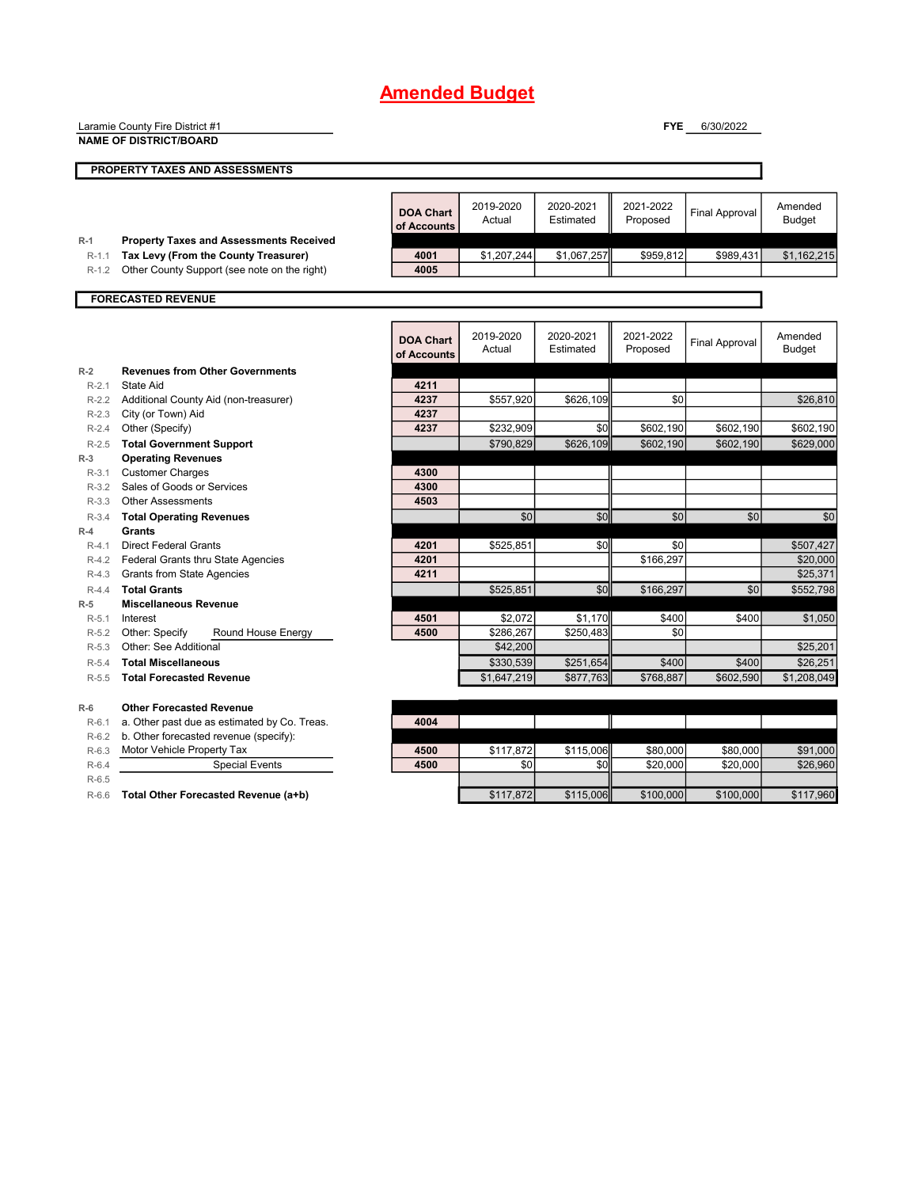# Amended Budget

Laramie County Fire District #1

**NAME OF DISTRICT/BOARD**

**FYE** 6/30/2022

## PROPERTY TAXES AND ASSESSMENTS

| | | DOA Chart of Accounts | 2019-2020 Actual | 2020-2021 Estimated | 2021-2022 Proposed | Final Approval | Amended Budget |
|---|---|---|---|---|---|---|---|
| R-1 | **Property Taxes and Assessments Received** | | | | | | |
| R-1.1 | **Tax Levy (From the County Treasurer)** | 4001 | $1,207,244 | $1,067,257 | $959,812 | $989,431 | $1,162,215 |
| R-1.2 | Other County Support (see note on the right) | 4005 | | | | | |

## FORECASTED REVENUE

| | | DOA Chart of Accounts | 2019-2020 Actual | 2020-2021 Estimated | 2021-2022 Proposed | Final Approval | Amended Budget |
|---|---|---|---|---|---|---|---|
| R-2 | **Revenues from Other Governments** | | | | | | |
| R-2.1 | State Aid | 4211 | | | | | |
| R-2.2 | Additional County Aid (non-treasurer) | 4237 | $557,920 | $626,109 | $0 | | $26,810 |
| R-2.3 | City (or Town) Aid | 4237 | | | | | |
| R-2.4 | Other (Specify) | 4237 | $232,909 | $0 | $602,190 | $602,190 | $602,190 |
| R-2.5 | **Total Government Support** | | $790,829 | $626,109 | $602,190 | $602,190 | $629,000 |
| R-3 | **Operating Revenues** | | | | | | |
| R-3.1 | Customer Charges | 4300 | | | | | |
| R-3.2 | Sales of Goods or Services | 4300 | | | | | |
| R-3.3 | Other Assessments | 4503 | | | | | |
| R-3.4 | **Total Operating Revenues** | | $0 | $0 | $0 | $0 | $0 |
| R-4 | **Grants** | | | | | | |
| R-4.1 | Direct Federal Grants | 4201 | $525,851 | $0 | $0 | | $507,427 |
| R-4.2 | Federal Grants thru State Agencies | 4201 | | | $166,297 | | $20,000 |
| R-4.3 | Grants from State Agencies | 4211 | | | | | $25,371 |
| R-4.4 | **Total Grants** | | $525,851 | $0 | $166,297 | $0 | $552,798 |
| R-5 | **Miscellaneous Revenue** | | | | | | |
| R-5.1 | Interest | 4501 | $2,072 | $1,170 | $400 | $400 | $1,050 |
| R-5.2 | Other: Specify Round House Energy | 4500 | $286,267 | $250,483 | $0 | | |
| R-5.3 | Other: See Additional | | $42,200 | | | | $25,201 |
| R-5.4 | **Total Miscellaneous** | | $330,539 | $251,654 | $400 | $400 | $26,251 |
| R-5.5 | **Total Forecasted Revenue** | | $1,647,219 | $877,763 | $768,887 | $602,590 | $1,208,049 |
| | | | | | | | |
| R-6 | **Other Forecasted Revenue** | | | | | | |
| R-6.1 | a. Other past due as estimated by Co. Treas. | 4004 | | | | | |
| R-6.2 | b. Other forecasted revenue (specify): | | | | | | |
| R-6.3 | Motor Vehicle Property Tax | 4500 | $117,872 | $115,006 | $80,000 | $80,000 | $91,000 |
| R-6.4 | Special Events | 4500 | $0 | $0 | $20,000 | $20,000 | $26,960 |
| R-6.5 | | | | | | | |
| R-6.6 | **Total Other Forecasted Revenue (a+b)** | | $117,872 | $115,006 | $100,000 | $100,000 | $117,960 |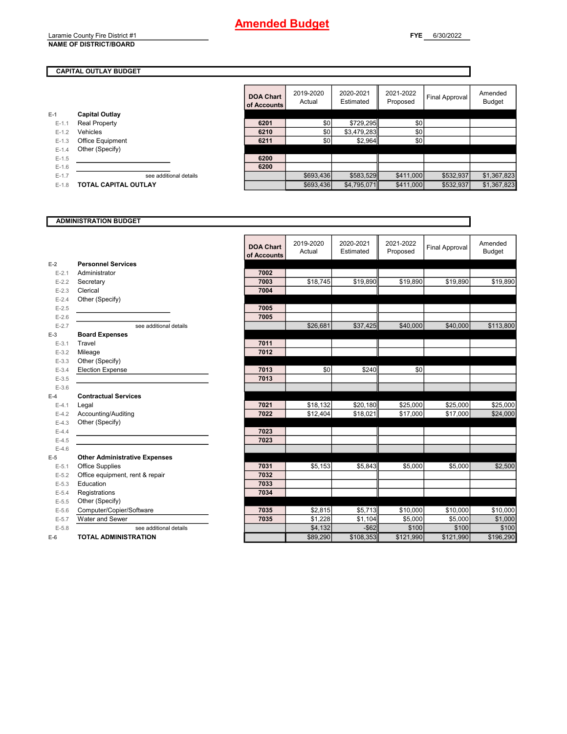# Amended Budget

Laramie County Fire District #1
**NAME OF DISTRICT/BOARD**

**FYE** 6/30/2022

## CAPITAL OUTLAY BUDGET

| | | DOA Chart of Accounts | 2019-2020 Actual | 2020-2021 Estimated | 2021-2022 Proposed | Final Approval | Amended Budget |
|---|---|---|---|---|---|---|---|
| E-1 | **Capital Outlay** | | | | | | |
| E-1.1 | Real Property | 6201 | $0 | $729,295 | $0 | | |
| E-1.2 | Vehicles | 6210 | $0 | $3,479,283 | $0 | | |
| E-1.3 | Office Equipment | 6211 | $0 | $2,964 | $0 | | |
| E-1.4 | Other (Specify) | | | | | | |
| E-1.5 | | 6200 | | | | | |
| E-1.6 | | 6200 | | | | | |
| E-1.7 | see additional details | | $693,436 | $583,529 | $411,000 | $532,937 | $1,367,823 |
| E-1.8 | **TOTAL CAPITAL OUTLAY** | | $693,436 | $4,795,071 | $411,000 | $532,937 | $1,367,823 |

## ADMINISTRATION BUDGET

| | | DOA Chart of Accounts | 2019-2020 Actual | 2020-2021 Estimated | 2021-2022 Proposed | Final Approval | Amended Budget |
|---|---|---|---|---|---|---|---|
| E-2 | **Personnel Services** | | | | | | |
| E-2.1 | Administrator | 7002 | | | | | |
| E-2.2 | Secretary | 7003 | $18,745 | $19,890 | $19,890 | $19,890 | $19,890 |
| E-2.3 | Clerical | 7004 | | | | | |
| E-2.4 | Other (Specify) | | | | | | |
| E-2.5 | | 7005 | | | | | |
| E-2.6 | | 7005 | | | | | |
| E-2.7 | see additional details | | $26,681 | $37,425 | $40,000 | $40,000 | $113,800 |
| E-3 | **Board Expenses** | | | | | | |
| E-3.1 | Travel | 7011 | | | | | |
| E-3.2 | Mileage | 7012 | | | | | |
| E-3.3 | Other (Specify) | | | | | | |
| E-3.4 | Election Expense | 7013 | $0 | $240 | $0 | | |
| E-3.5 | | 7013 | | | | | |
| E-3.6 | | | | | | | |
| E-4 | **Contractual Services** | | | | | | |
| E-4.1 | Legal | 7021 | $18,132 | $20,180 | $25,000 | $25,000 | $25,000 |
| E-4.2 | Accounting/Auditing | 7022 | $12,404 | $18,021 | $17,000 | $17,000 | $24,000 |
| E-4.3 | Other (Specify) | | | | | | |
| E-4.4 | | 7023 | | | | | |
| E-4.5 | | 7023 | | | | | |
| E-4.6 | | | | | | | |
| E-5 | **Other Administrative Expenses** | | | | | | |
| E-5.1 | Office Supplies | 7031 | $5,153 | $5,843 | $5,000 | $5,000 | $2,500 |
| E-5.2 | Office equipment, rent & repair | 7032 | | | | | |
| E-5.3 | Education | 7033 | | | | | |
| E-5.4 | Registrations | 7034 | | | | | |
| E-5.5 | Other (Specify) | | | | | | |
| E-5.6 | Computer/Copier/Software | 7035 | $2,815 | $5,713 | $10,000 | $10,000 | $10,000 |
| E-5.7 | Water and Sewer | 7035 | $1,228 | $1,104 | $5,000 | $5,000 | $1,000 |
| E-5.8 | see additional details | | $4,132 | -$62 | $100 | $100 | $100 |
| E-6 | **TOTAL ADMINISTRATION** | | $89,290 | $108,353 | $121,990 | $121,990 | $196,290 |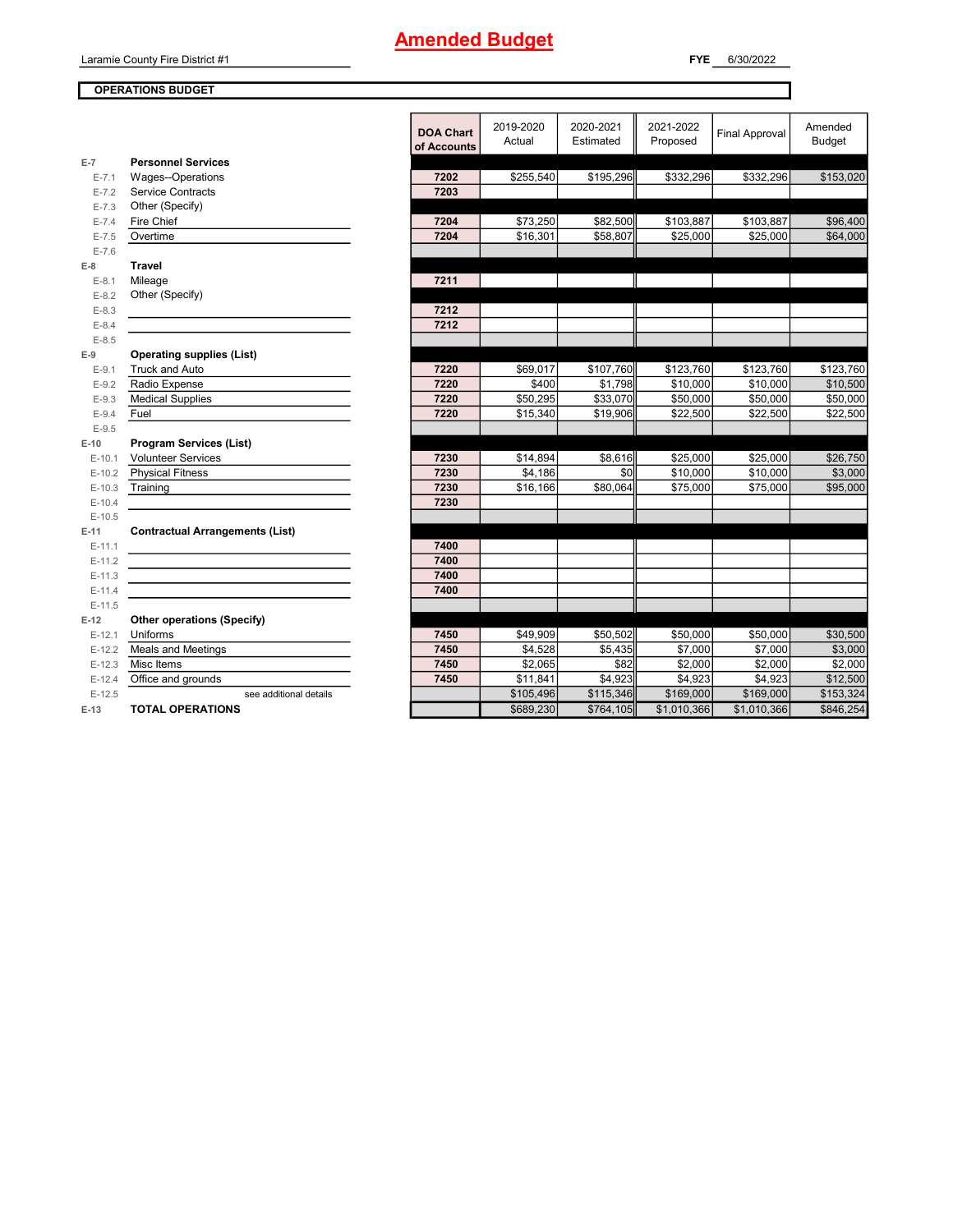# Amended Budget

Laramie County Fire District #1

**FYE** 6/30/2022

**OPERATIONS BUDGET**

| | | DOA Chart of Accounts | 2019-2020 Actual | 2020-2021 Estimated | 2021-2022 Proposed | Final Approval | Amended Budget |
|---|---|---|---|---|---|---|---|
| E-7 | **Personnel Services** | | | | | | |
| E-7.1 | Wages--Operations | 7202 | $255,540 | $195,296 | $332,296 | $332,296 | $153,020 |
| E-7.2 | Service Contracts | 7203 | | | | | |
| E-7.3 | Other (Specify) | | | | | | |
| E-7.4 | Fire Chief | 7204 | $73,250 | $82,500 | $103,887 | $103,887 | $96,400 |
| E-7.5 | Overtime | 7204 | $16,301 | $58,807 | $25,000 | $25,000 | $64,000 |
| E-7.6 | | | | | | | |
| E-8 | **Travel** | | | | | | |
| E-8.1 | Mileage | 7211 | | | | | |
| E-8.2 | Other (Specify) | | | | | | |
| E-8.3 | | 7212 | | | | | |
| E-8.4 | | 7212 | | | | | |
| E-8.5 | | | | | | | |
| E-9 | **Operating supplies (List)** | | | | | | |
| E-9.1 | Truck and Auto | 7220 | $69,017 | $107,760 | $123,760 | $123,760 | $123,760 |
| E-9.2 | Radio Expense | 7220 | $400 | $1,798 | $10,000 | $10,000 | $10,500 |
| E-9.3 | Medical Supplies | 7220 | $50,295 | $33,070 | $50,000 | $50,000 | $50,000 |
| E-9.4 | Fuel | 7220 | $15,340 | $19,906 | $22,500 | $22,500 | $22,500 |
| E-9.5 | | | | | | | |
| E-10 | **Program Services (List)** | | | | | | |
| E-10.1 | Volunteer Services | 7230 | $14,894 | $8,616 | $25,000 | $25,000 | $26,750 |
| E-10.2 | Physical Fitness | 7230 | $4,186 | $0 | $10,000 | $10,000 | $3,000 |
| E-10.3 | Training | 7230 | $16,166 | $80,064 | $75,000 | $75,000 | $95,000 |
| E-10.4 | | 7230 | | | | | |
| E-10.5 | | | | | | | |
| E-11 | **Contractual Arrangements (List)** | | | | | | |
| E-11.1 | | 7400 | | | | | |
| E-11.2 | | 7400 | | | | | |
| E-11.3 | | 7400 | | | | | |
| E-11.4 | | 7400 | | | | | |
| E-11.5 | | | | | | | |
| E-12 | **Other operations (Specify)** | | | | | | |
| E-12.1 | Uniforms | 7450 | $49,909 | $50,502 | $50,000 | $50,000 | $30,500 |
| E-12.2 | Meals and Meetings | 7450 | $4,528 | $5,435 | $7,000 | $7,000 | $3,000 |
| E-12.3 | Misc Items | 7450 | $2,065 | $82 | $2,000 | $2,000 | $2,000 |
| E-12.4 | Office and grounds | 7450 | $11,841 | $4,923 | $4,923 | $4,923 | $12,500 |
| E-12.5 | see additional details | | $105,496 | $115,346 | $169,000 | $169,000 | $153,324 |
| E-13 | **TOTAL OPERATIONS** | | $689,230 | $764,105 | $1,010,366 | $1,010,366 | $846,254 |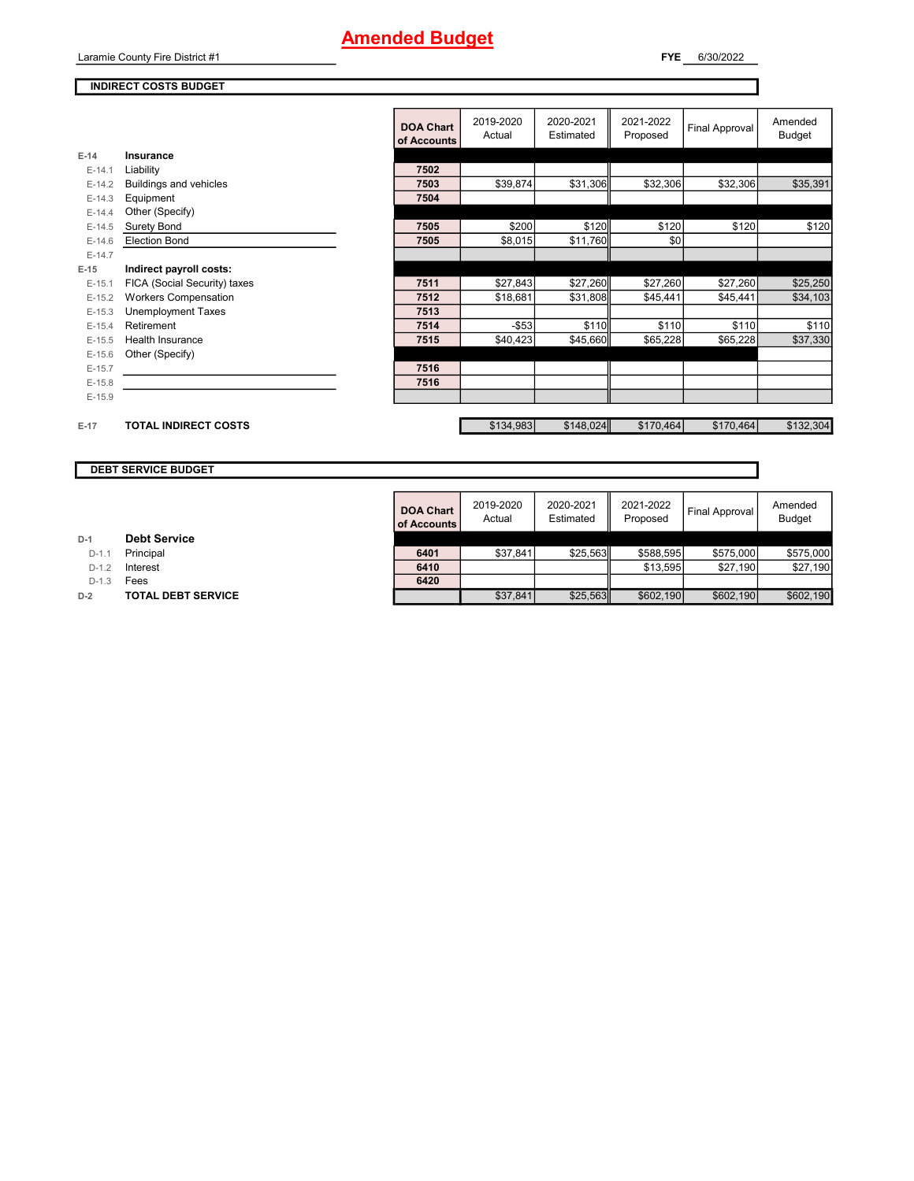# Amended Budget

Laramie County Fire District #1

**FYE** 6/30/2022

## INDIRECT COSTS BUDGET

| | | DOA Chart of Accounts | 2019-2020 Actual | 2020-2021 Estimated | 2021-2022 Proposed | Final Approval | Amended Budget |
|---|---|---|---|---|---|---|---|
| E-14 | **Insurance** | | | | | | |
| E-14.1 | Liability | 7502 | | | | | |
| E-14.2 | Buildings and vehicles | 7503 | $39,874 | $31,306 | $32,306 | $32,306 | $35,391 |
| E-14.3 | Equipment | 7504 | | | | | |
| E-14.4 | Other (Specify) | | | | | | |
| E-14.5 | Surety Bond | 7505 | $200 | $120 | $120 | $120 | $120 |
| E-14.6 | Election Bond | 7505 | $8,015 | $11,760 | $0 | | |
| E-14.7 | | | | | | | |
| E-15 | **Indirect payroll costs:** | | | | | | |
| E-15.1 | FICA (Social Security) taxes | 7511 | $27,843 | $27,260 | $27,260 | $27,260 | $25,250 |
| E-15.2 | Workers Compensation | 7512 | $18,681 | $31,808 | $45,441 | $45,441 | $34,103 |
| E-15.3 | Unemployment Taxes | 7513 | | | | | |
| E-15.4 | Retirement | 7514 | -$53 | $110 | $110 | $110 | $110 |
| E-15.5 | Health Insurance | 7515 | $40,423 | $45,660 | $65,228 | $65,228 | $37,330 |
| E-15.6 | Other (Specify) | | | | | | |
| E-15.7 | | 7516 | | | | | |
| E-15.8 | | 7516 | | | | | |
| E-15.9 | | | | | | | |
| E-17 | **TOTAL INDIRECT COSTS** | | $134,983 | $148,024 | $170,464 | $170,464 | $132,304 |

## DEBT SERVICE BUDGET

| | | DOA Chart of Accounts | 2019-2020 Actual | 2020-2021 Estimated | 2021-2022 Proposed | Final Approval | Amended Budget |
|---|---|---|---|---|---|---|---|
| D-1 | **Debt Service** | | | | | | |
| D-1.1 | Principal | 6401 | $37,841 | $25,563 | $588,595 | $575,000 | $575,000 |
| D-1.2 | Interest | 6410 | | | $13,595 | $27,190 | $27,190 |
| D-1.3 | Fees | 6420 | | | | | |
| D-2 | **TOTAL DEBT SERVICE** | | $37,841 | $25,563 | $602,190 | $602,190 | $602,190 |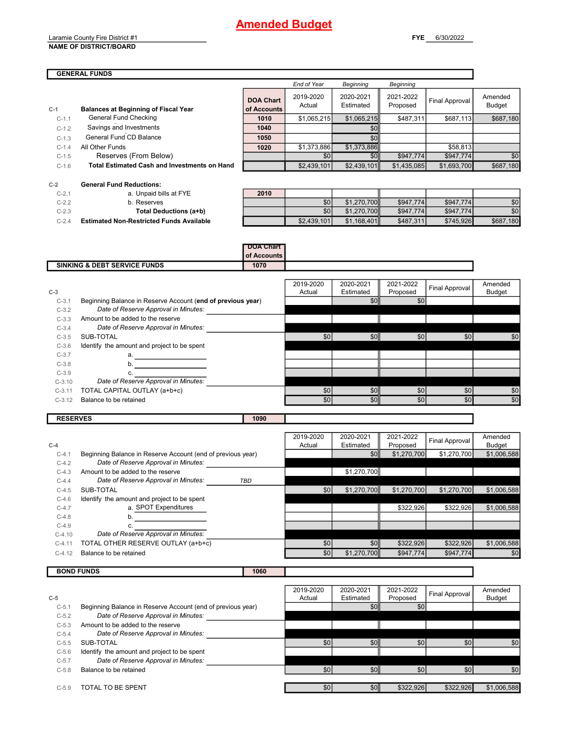# Amended Budget

Laramie County Fire District #1
**NAME OF DISTRICT/BOARD**

**FYE** 6/30/2022

## GENERAL FUNDS

| | | DOA Chart of Accounts | 2019-2020 Actual (End of Year) | 2020-2021 Estimated (Beginning) | 2021-2022 Proposed (Beginning) | Final Approval | Amended Budget |
|---|---|---|---|---|---|---|---|
| C-1 | **Balances at Beginning of Fiscal Year** | | | | | | |
| C-1.1 | General Fund Checking | 1010 | $1,065,215 | $1,065,215 | $487,311 | $687,113 | $687,180 |
| C-1.2 | Savings and Investments | 1040 | | $0 | | | |
| C-1.3 | General Fund CD Balance | 1050 | | $0 | | | |
| C-1.4 | All Other Funds | 1020 | $1,373,886 | $1,373,886 | | $58,813 | |
| C-1.5 | Reserves (From Below) | | $0 | $0 | $947,774 | $947,774 | $0 |
| C-1.6 | **Total Estimated Cash and Investments on Hand** | | $2,439,101 | $2,439,101 | $1,435,085 | $1,693,700 | $687,180 |
| C-2 | **General Fund Reductions:** | | | | | | |
| C-2.1 | a. Unpaid bills at FYE | 2010 | | | | | |
| C-2.2 | b. Reserves | | $0 | $1,270,700 | $947,774 | $947,774 | $0 |
| C-2.3 | **Total Deductions (a+b)** | | $0 | $1,270,700 | $947,774 | $947,774 | $0 |
| C-2.4 | **Estimated Non-Restricted Funds Available** | | $2,439,101 | $1,168,401 | $487,311 | $745,926 | $687,180 |

## SINKING & DEBT SERVICE FUNDS

DOA Chart of Accounts: 1070

| C-3 | | 2019-2020 Actual | 2020-2021 Estimated | 2021-2022 Proposed | Final Approval | Amended Budget |
|---|---|---|---|---|---|---|
| C-3.1 | Beginning Balance in Reserve Account (**end of previous year**) | | $0 | $0 | | |
| C-3.2 | *Date of Reserve Approval in Minutes:* | | | | | |
| C-3.3 | Amount to be added to the reserve | | | | | |
| C-3.4 | *Date of Reserve Approval in Minutes:* | | | | | |
| C-3.5 | SUB-TOTAL | $0 | $0 | $0 | $0 | $0 |
| C-3.6 | Identify the amount and project to be spent | | | | | |
| C-3.7 | a. | | | | | |
| C-3.8 | b. | | | | | |
| C-3.9 | c. | | | | | |
| C-3.10 | *Date of Reserve Approval in Minutes:* | | | | | |
| C-3.11 | TOTAL CAPITAL OUTLAY (a+b+c) | $0 | $0 | $0 | $0 | $0 |
| C-3.12 | Balance to be retained | $0 | $0 | $0 | $0 | $0 |

## RESERVES

DOA Chart of Accounts: 1090

| C-4 | | 2019-2020 Actual | 2020-2021 Estimated | 2021-2022 Proposed | Final Approval | Amended Budget |
|---|---|---|---|---|---|---|
| C-4.1 | Beginning Balance in Reserve Account (end of previous year) | | $0 | $1,270,700 | $1,270,700 | $1,006,588 |
| C-4.2 | *Date of Reserve Approval in Minutes:* | | | | | |
| C-4.3 | Amount to be added to the reserve | | $1,270,700 | | | |
| C-4.4 | *Date of Reserve Approval in Minutes:* *TBD* | | | | | |
| C-4.5 | SUB-TOTAL | $0 | $1,270,700 | $1,270,700 | $1,270,700 | $1,006,588 |
| C-4.6 | Identify the amount and project to be spent | | | | | |
| C-4.7 | a. SPOT Expenditures | | | $322,926 | $322,926 | $1,006,588 |
| C-4.8 | b. | | | | | |
| C-4.9 | c. | | | | | |
| C-4.10 | *Date of Reserve Approval in Minutes:* | | | | | |
| C-4.11 | TOTAL OTHER RESERVE OUTLAY (a+b+c) | $0 | $0 | $322,926 | $322,926 | $1,006,588 |
| C-4.12 | Balance to be retained | $0 | $1,270,700 | $947,774 | $947,774 | $0 |

## BOND FUNDS

DOA Chart of Accounts: 1060

| C-5 | | 2019-2020 Actual | 2020-2021 Estimated | 2021-2022 Proposed | Final Approval | Amended Budget |
|---|---|---|---|---|---|---|
| C-5.1 | Beginning Balance in Reserve Account (end of previous year) | | $0 | $0 | | |
| C-5.2 | *Date of Reserve Approval in Minutes:* | | | | | |
| C-5.3 | Amount to be added to the reserve | | | | | |
| C-5.4 | *Date of Reserve Approval in Minutes:* | | | | | |
| C-5.5 | SUB-TOTAL | $0 | $0 | $0 | $0 | $0 |
| C-5.6 | Identify the amount and project to be spent | | | | | |
| C-5.7 | *Date of Reserve Approval in Minutes:* | | | | | |
| C-5.8 | Balance to be retained | $0 | $0 | $0 | $0 | $0 |
| C-5.9 | TOTAL TO BE SPENT | $0 | $0 | $322,926 | $322,926 | $1,006,588 |